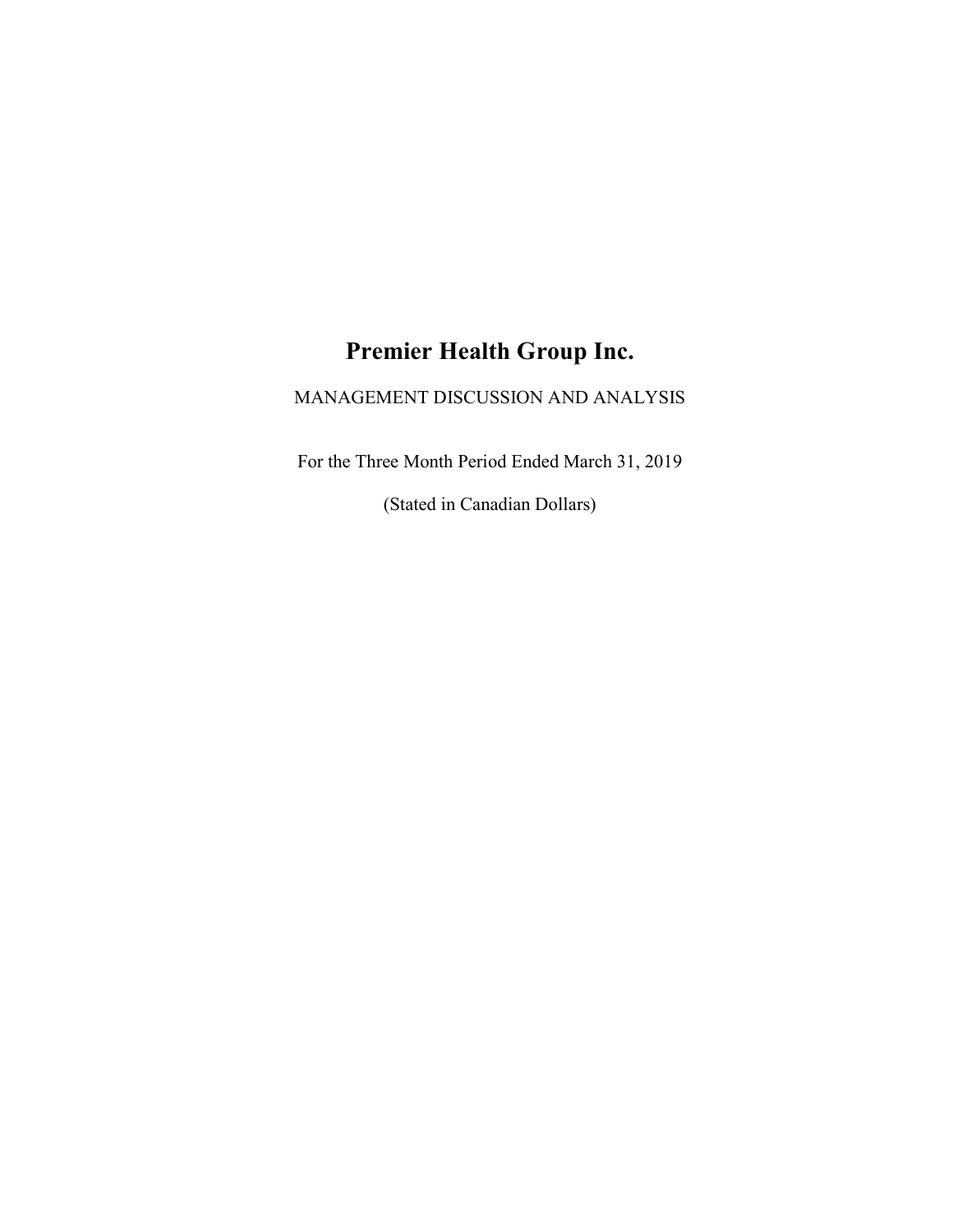# Premier Health Group Inc.

MANAGEMENT DISCUSSION AND ANALYSIS

For the Three Month Period Ended March 31, 2019

(Stated in Canadian Dollars)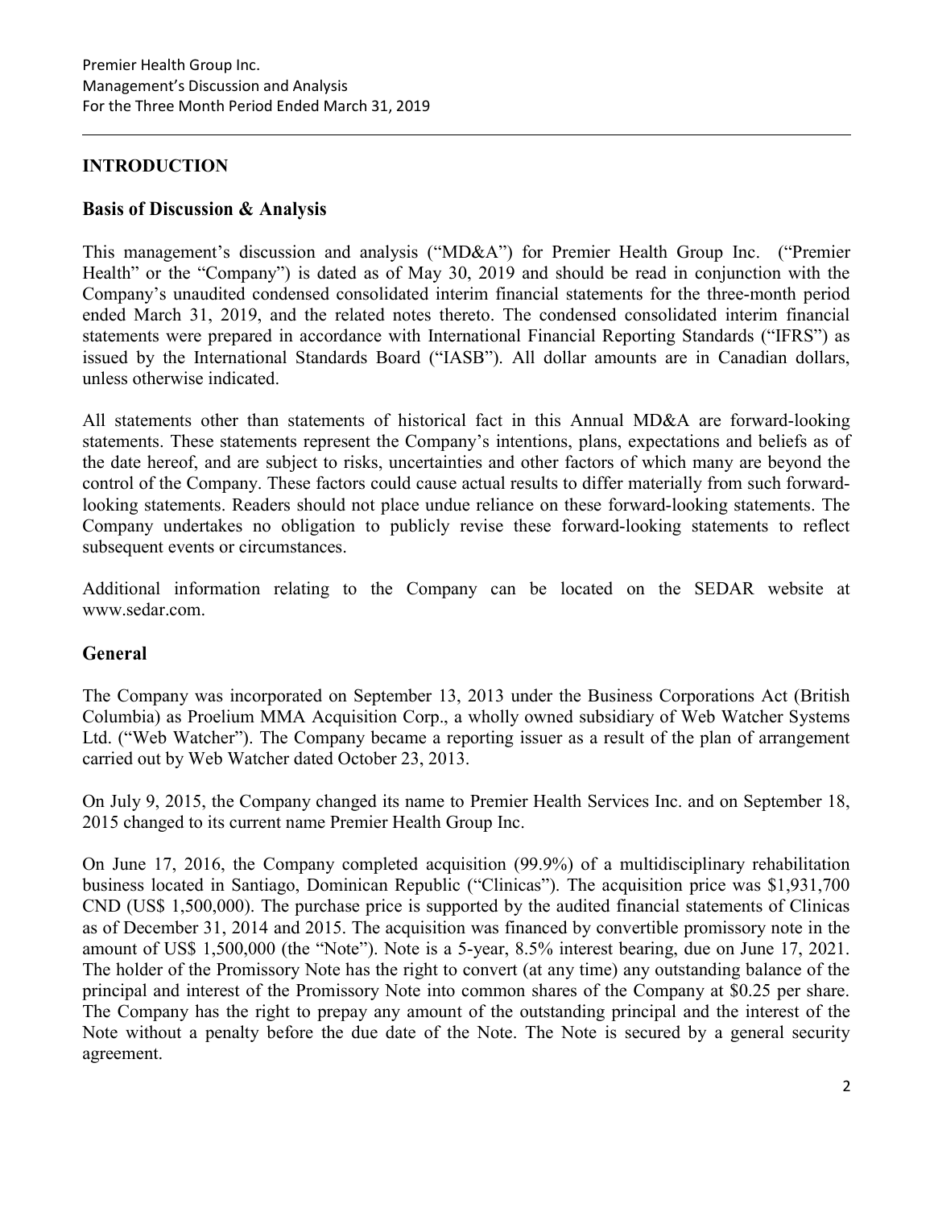## INTRODUCTION

### Basis of Discussion & Analysis

This management's discussion and analysis ("MD&A") for Premier Health Group Inc. ("Premier Health" or the "Company") is dated as of May 30, 2019 and should be read in conjunction with the Company's unaudited condensed consolidated interim financial statements for the three-month period ended March 31, 2019, and the related notes thereto. The condensed consolidated interim financial statements were prepared in accordance with International Financial Reporting Standards ("IFRS") as issued by the International Standards Board ("IASB"). All dollar amounts are in Canadian dollars, unless otherwise indicated.

All statements other than statements of historical fact in this Annual MD&A are forward-looking statements. These statements represent the Company's intentions, plans, expectations and beliefs as of the date hereof, and are subject to risks, uncertainties and other factors of which many are beyond the control of the Company. These factors could cause actual results to differ materially from such forward-looking statements. Readers should not place undue reliance on these forward-looking statements. The Company undertakes no obligation to publicly revise these forward-looking statements to reflect subsequent events or circumstances.

Additional information relating to the Company can be located on the SEDAR website at www.sedar.com.

### General

The Company was incorporated on September 13, 2013 under the Business Corporations Act (British Columbia) as Proelium MMA Acquisition Corp., a wholly owned subsidiary of Web Watcher Systems Ltd. ("Web Watcher"). The Company became a reporting issuer as a result of the plan of arrangement carried out by Web Watcher dated October 23, 2013.

On July 9, 2015, the Company changed its name to Premier Health Services Inc. and on September 18, 2015 changed to its current name Premier Health Group Inc.

On June 17, 2016, the Company completed acquisition (99.9%) of a multidisciplinary rehabilitation business located in Santiago, Dominican Republic ("Clinicas"). The acquisition price was $1,931,700 CND (US$ 1,500,000). The purchase price is supported by the audited financial statements of Clinicas as of December 31, 2014 and 2015. The acquisition was financed by convertible promissory note in the amount of US$ 1,500,000 (the "Note"). Note is a 5-year, 8.5% interest bearing, due on June 17, 2021. The holder of the Promissory Note has the right to convert (at any time) any outstanding balance of the principal and interest of the Promissory Note into common shares of the Company at $0.25 per share. The Company has the right to prepay any amount of the outstanding principal and the interest of the Note without a penalty before the due date of the Note. The Note is secured by a general security agreement.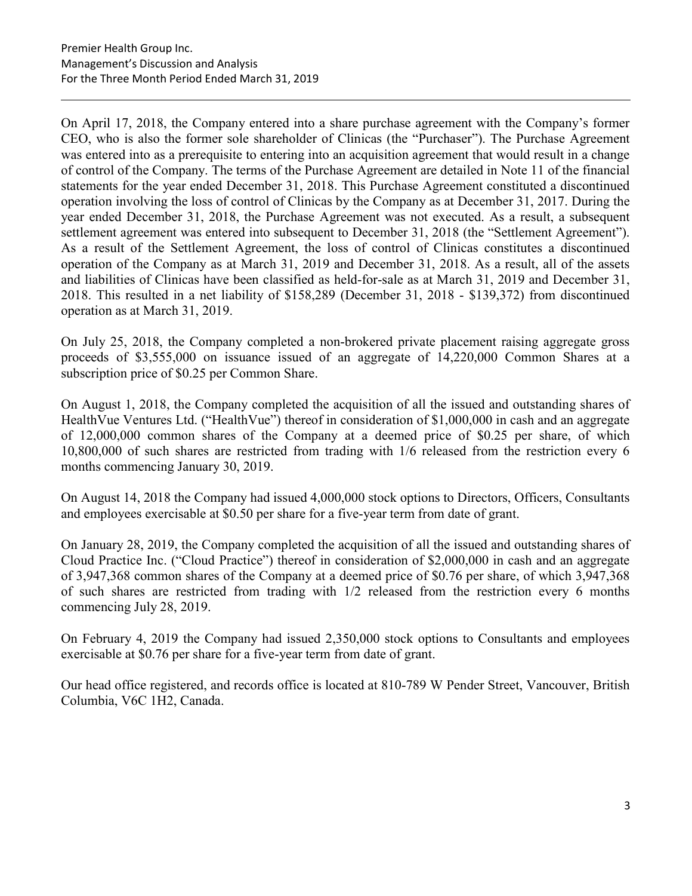On April 17, 2018, the Company entered into a share purchase agreement with the Company's former CEO, who is also the former sole shareholder of Clinicas (the "Purchaser"). The Purchase Agreement was entered into as a prerequisite to entering into an acquisition agreement that would result in a change of control of the Company. The terms of the Purchase Agreement are detailed in Note 11 of the financial statements for the year ended December 31, 2018. This Purchase Agreement constituted a discontinued operation involving the loss of control of Clinicas by the Company as at December 31, 2017. During the year ended December 31, 2018, the Purchase Agreement was not executed. As a result, a subsequent settlement agreement was entered into subsequent to December 31, 2018 (the "Settlement Agreement"). As a result of the Settlement Agreement, the loss of control of Clinicas constitutes a discontinued operation of the Company as at March 31, 2019 and December 31, 2018. As a result, all of the assets and liabilities of Clinicas have been classified as held-for-sale as at March 31, 2019 and December 31, 2018. This resulted in a net liability of $158,289 (December 31, 2018 - $139,372) from discontinued operation as at March 31, 2019.

On July 25, 2018, the Company completed a non-brokered private placement raising aggregate gross proceeds of $3,555,000 on issuance issued of an aggregate of 14,220,000 Common Shares at a subscription price of $0.25 per Common Share.

On August 1, 2018, the Company completed the acquisition of all the issued and outstanding shares of HealthVue Ventures Ltd. ("HealthVue") thereof in consideration of $1,000,000 in cash and an aggregate of 12,000,000 common shares of the Company at a deemed price of $0.25 per share, of which 10,800,000 of such shares are restricted from trading with 1/6 released from the restriction every 6 months commencing January 30, 2019.

On August 14, 2018 the Company had issued 4,000,000 stock options to Directors, Officers, Consultants and employees exercisable at $0.50 per share for a five-year term from date of grant.

On January 28, 2019, the Company completed the acquisition of all the issued and outstanding shares of Cloud Practice Inc. ("Cloud Practice") thereof in consideration of $2,000,000 in cash and an aggregate of 3,947,368 common shares of the Company at a deemed price of $0.76 per share, of which 3,947,368 of such shares are restricted from trading with 1/2 released from the restriction every 6 months commencing July 28, 2019.

On February 4, 2019 the Company had issued 2,350,000 stock options to Consultants and employees exercisable at $0.76 per share for a five-year term from date of grant.

Our head office registered, and records office is located at 810-789 W Pender Street, Vancouver, British Columbia, V6C 1H2, Canada.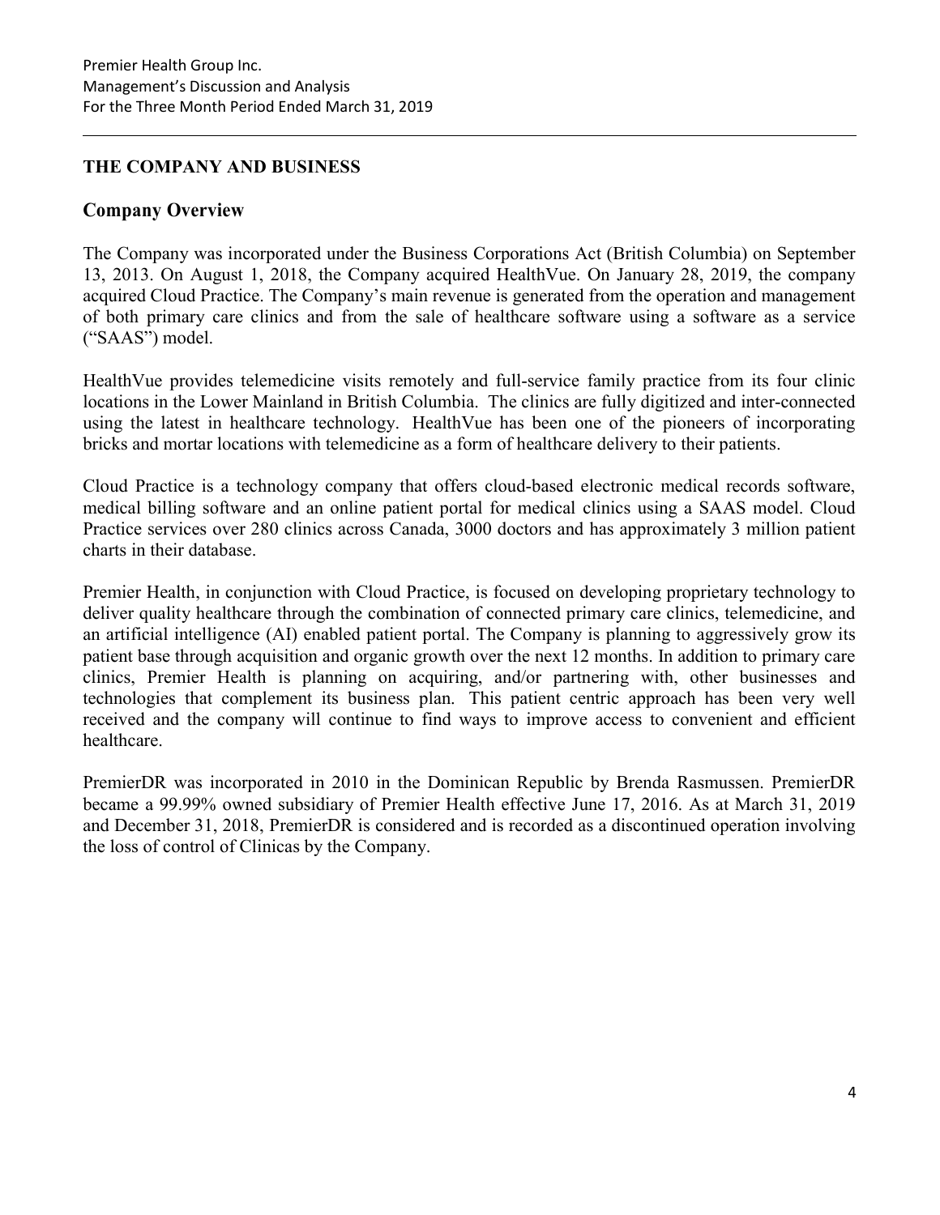## THE COMPANY AND BUSINESS

### Company Overview

The Company was incorporated under the Business Corporations Act (British Columbia) on September 13, 2013. On August 1, 2018, the Company acquired HealthVue. On January 28, 2019, the company acquired Cloud Practice. The Company's main revenue is generated from the operation and management of both primary care clinics and from the sale of healthcare software using a software as a service ("SAAS") model.

HealthVue provides telemedicine visits remotely and full-service family practice from its four clinic locations in the Lower Mainland in British Columbia. The clinics are fully digitized and inter-connected using the latest in healthcare technology. HealthVue has been one of the pioneers of incorporating bricks and mortar locations with telemedicine as a form of healthcare delivery to their patients.

Cloud Practice is a technology company that offers cloud-based electronic medical records software, medical billing software and an online patient portal for medical clinics using a SAAS model. Cloud Practice services over 280 clinics across Canada, 3000 doctors and has approximately 3 million patient charts in their database.

Premier Health, in conjunction with Cloud Practice, is focused on developing proprietary technology to deliver quality healthcare through the combination of connected primary care clinics, telemedicine, and an artificial intelligence (AI) enabled patient portal. The Company is planning to aggressively grow its patient base through acquisition and organic growth over the next 12 months. In addition to primary care clinics, Premier Health is planning on acquiring, and/or partnering with, other businesses and technologies that complement its business plan. This patient centric approach has been very well received and the company will continue to find ways to improve access to convenient and efficient healthcare.

PremierDR was incorporated in 2010 in the Dominican Republic by Brenda Rasmussen. PremierDR became a 99.99% owned subsidiary of Premier Health effective June 17, 2016. As at March 31, 2019 and December 31, 2018, PremierDR is considered and is recorded as a discontinued operation involving the loss of control of Clinicas by the Company.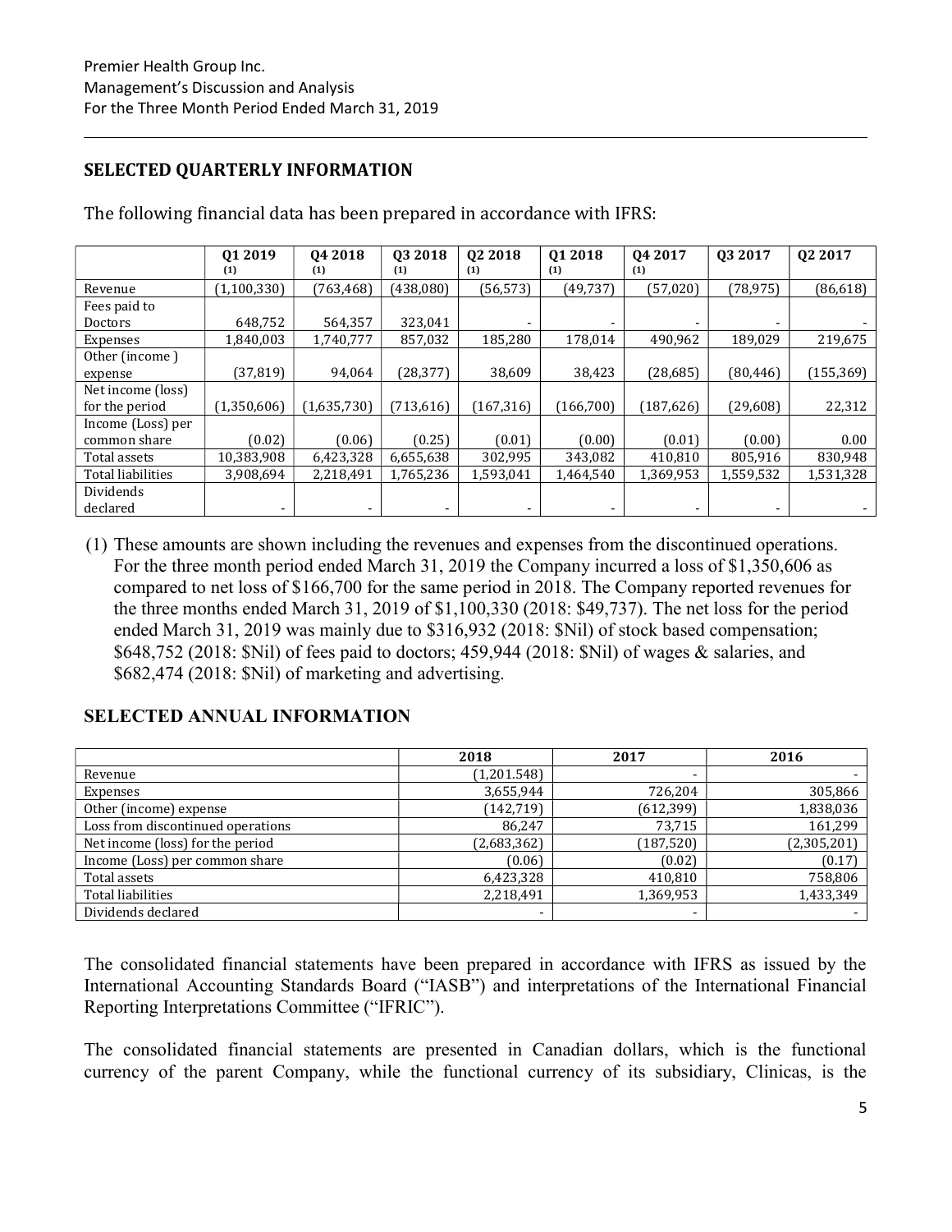## SELECTED QUARTERLY INFORMATION

The following financial data has been prepared in accordance with IFRS:

| | Q1 2019 (1) | Q4 2018 (1) | Q3 2018 (1) | Q2 2018 (1) | Q1 2018 (1) | Q4 2017 (1) | Q3 2017 | Q2 2017 |
|---|---|---|---|---|---|---|---|---|
| Revenue | (1,100,330) | (763,468) | (438,080) | (56,573) | (49,737) | (57,020) | (78,975) | (86,618) |
| Fees paid to Doctors | 648,752 | 564,357 | 323,041 | - | - | - | - | - |
| Expenses | 1,840,003 | 1,740,777 | 857,032 | 185,280 | 178,014 | 490,962 | 189,029 | 219,675 |
| Other (income ) expense | (37,819) | 94,064 | (28,377) | 38,609 | 38,423 | (28,685) | (80,446) | (155,369) |
| Net income (loss) for the period | (1,350,606) | (1,635,730) | (713,616) | (167,316) | (166,700) | (187,626) | (29,608) | 22,312 |
| Income (Loss) per common share | (0.02) | (0.06) | (0.25) | (0.01) | (0.00) | (0.01) | (0.00) | 0.00 |
| Total assets | 10,383,908 | 6,423,328 | 6,655,638 | 302,995 | 343,082 | 410,810 | 805,916 | 830,948 |
| Total liabilities | 3,908,694 | 2,218,491 | 1,765,236 | 1,593,041 | 1,464,540 | 1,369,953 | 1,559,532 | 1,531,328 |
| Dividends declared | - | - | - | - | - | - | - | - |

(1) These amounts are shown including the revenues and expenses from the discontinued operations. For the three month period ended March 31, 2019 the Company incurred a loss of $1,350,606 as compared to net loss of $166,700 for the same period in 2018. The Company reported revenues for the three months ended March 31, 2019 of $1,100,330 (2018: $49,737). The net loss for the period ended March 31, 2019 was mainly due to $316,932 (2018: $Nil) of stock based compensation; $648,752 (2018: $Nil) of fees paid to doctors; 459,944 (2018: $Nil) of wages & salaries, and $682,474 (2018: $Nil) of marketing and advertising.

## SELECTED ANNUAL INFORMATION

| | 2018 | 2017 | 2016 |
|---|---|---|---|
| Revenue | (1,201.548) | - | - |
| Expenses | 3,655,944 | 726,204 | 305,866 |
| Other (income) expense | (142,719) | (612,399) | 1,838,036 |
| Loss from discontinued operations | 86,247 | 73,715 | 161,299 |
| Net income (loss) for the period | (2,683,362) | (187,520) | (2,305,201) |
| Income (Loss) per common share | (0.06) | (0.02) | (0.17) |
| Total assets | 6,423,328 | 410,810 | 758,806 |
| Total liabilities | 2,218,491 | 1,369,953 | 1,433,349 |
| Dividends declared | - | - | - |

The consolidated financial statements have been prepared in accordance with IFRS as issued by the International Accounting Standards Board ("IASB") and interpretations of the International Financial Reporting Interpretations Committee ("IFRIC").

The consolidated financial statements are presented in Canadian dollars, which is the functional currency of the parent Company, while the functional currency of its subsidiary, Clinicas, is the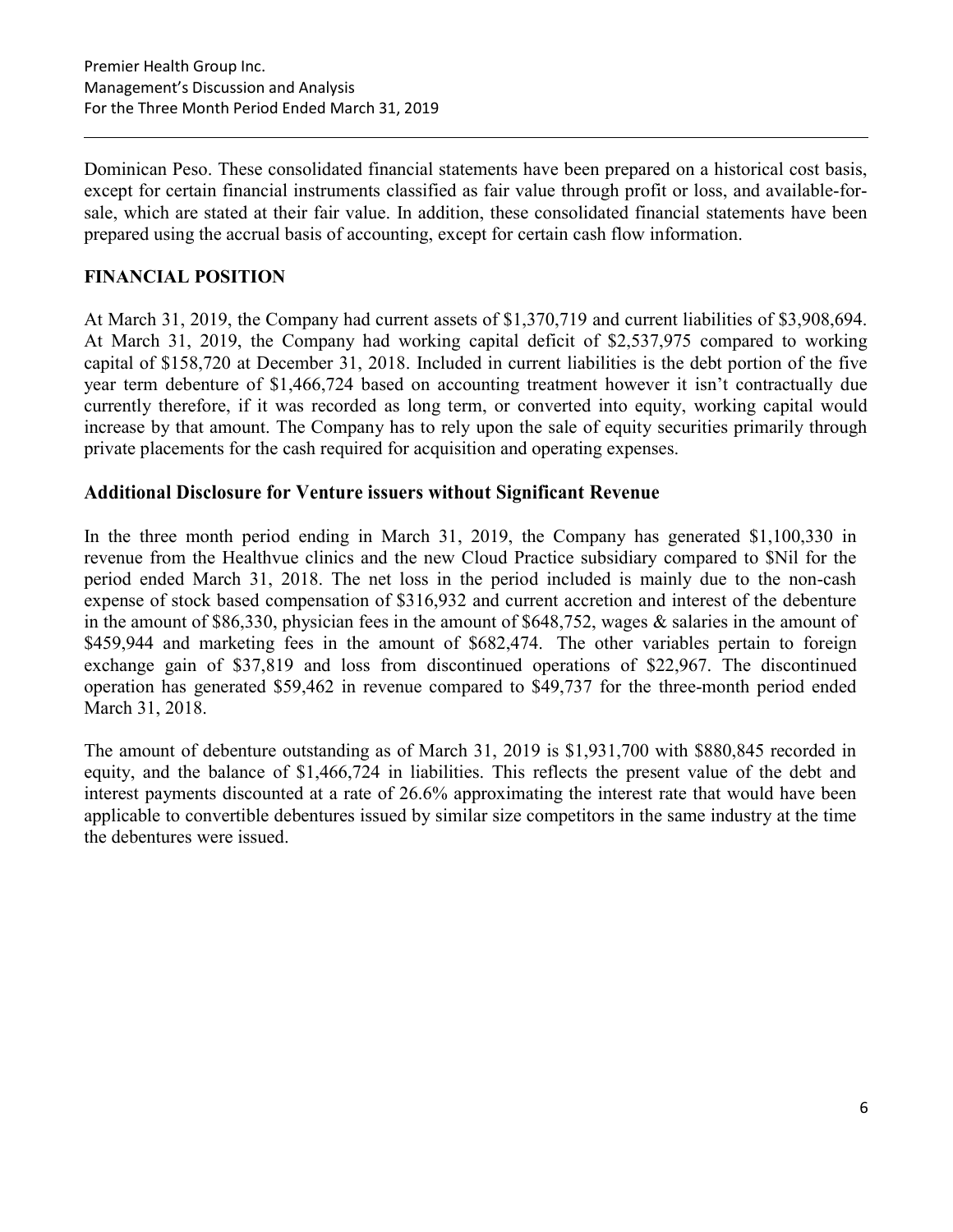Dominican Peso. These consolidated financial statements have been prepared on a historical cost basis, except for certain financial instruments classified as fair value through profit or loss, and available-for-sale, which are stated at their fair value. In addition, these consolidated financial statements have been prepared using the accrual basis of accounting, except for certain cash flow information.

## FINANCIAL POSITION

At March 31, 2019, the Company had current assets of $1,370,719 and current liabilities of $3,908,694. At March 31, 2019, the Company had working capital deficit of $2,537,975 compared to working capital of $158,720 at December 31, 2018. Included in current liabilities is the debt portion of the five year term debenture of $1,466,724 based on accounting treatment however it isn't contractually due currently therefore, if it was recorded as long term, or converted into equity, working capital would increase by that amount. The Company has to rely upon the sale of equity securities primarily through private placements for the cash required for acquisition and operating expenses.

## Additional Disclosure for Venture issuers without Significant Revenue

In the three month period ending in March 31, 2019, the Company has generated $1,100,330 in revenue from the Healthvue clinics and the new Cloud Practice subsidiary compared to $Nil for the period ended March 31, 2018. The net loss in the period included is mainly due to the non-cash expense of stock based compensation of $316,932 and current accretion and interest of the debenture in the amount of $86,330, physician fees in the amount of $648,752, wages & salaries in the amount of $459,944 and marketing fees in the amount of $682,474. The other variables pertain to foreign exchange gain of $37,819 and loss from discontinued operations of $22,967. The discontinued operation has generated $59,462 in revenue compared to $49,737 for the three-month period ended March 31, 2018.

The amount of debenture outstanding as of March 31, 2019 is $1,931,700 with $880,845 recorded in equity, and the balance of $1,466,724 in liabilities. This reflects the present value of the debt and interest payments discounted at a rate of 26.6% approximating the interest rate that would have been applicable to convertible debentures issued by similar size competitors in the same industry at the time the debentures were issued.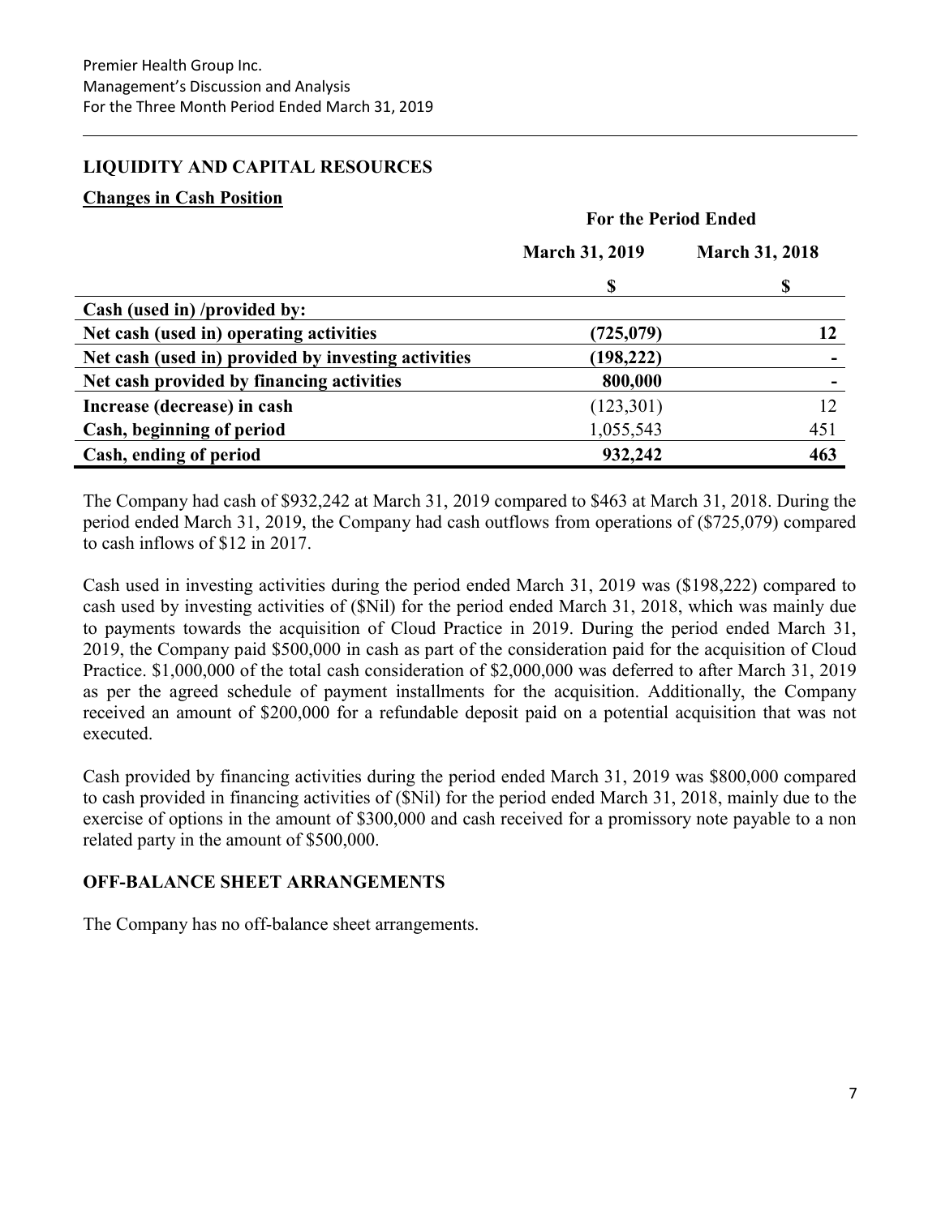## LIQUIDITY AND CAPITAL RESOURCES

### Changes in Cash Position

| | For the Period Ended | |
|---|---|---|
| | **March 31, 2019** | **March 31, 2018** |
| | **$** | **$** |
| **Cash (used in) /provided by:** | | |
| **Net cash (used in) operating activities** | **(725,079)** | **12** |
| **Net cash (used in) provided by investing activities** | **(198,222)** | **-** |
| **Net cash provided by financing activities** | **800,000** | **-** |
| **Increase (decrease) in cash** | (123,301) | 12 |
| **Cash, beginning of period** | 1,055,543 | 451 |
| **Cash, ending of period** | **932,242** | **463** |

The Company had cash of $932,242 at March 31, 2019 compared to $463 at March 31, 2018. During the period ended March 31, 2019, the Company had cash outflows from operations of ($725,079) compared to cash inflows of $12 in 2017.

Cash used in investing activities during the period ended March 31, 2019 was ($198,222) compared to cash used by investing activities of ($Nil) for the period ended March 31, 2018, which was mainly due to payments towards the acquisition of Cloud Practice in 2019. During the period ended March 31, 2019, the Company paid $500,000 in cash as part of the consideration paid for the acquisition of Cloud Practice. $1,000,000 of the total cash consideration of $2,000,000 was deferred to after March 31, 2019 as per the agreed schedule of payment installments for the acquisition. Additionally, the Company received an amount of $200,000 for a refundable deposit paid on a potential acquisition that was not executed.

Cash provided by financing activities during the period ended March 31, 2019 was $800,000 compared to cash provided in financing activities of ($Nil) for the period ended March 31, 2018, mainly due to the exercise of options in the amount of $300,000 and cash received for a promissory note payable to a non related party in the amount of $500,000.

## OFF-BALANCE SHEET ARRANGEMENTS

The Company has no off-balance sheet arrangements.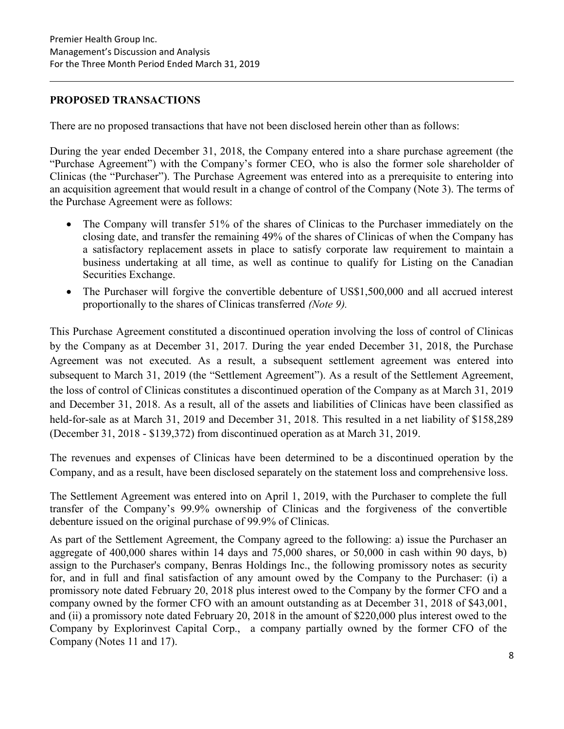## PROPOSED TRANSACTIONS

There are no proposed transactions that have not been disclosed herein other than as follows:

During the year ended December 31, 2018, the Company entered into a share purchase agreement (the "Purchase Agreement") with the Company's former CEO, who is also the former sole shareholder of Clinicas (the "Purchaser"). The Purchase Agreement was entered into as a prerequisite to entering into an acquisition agreement that would result in a change of control of the Company (Note 3). The terms of the Purchase Agreement were as follows:

- The Company will transfer 51% of the shares of Clinicas to the Purchaser immediately on the closing date, and transfer the remaining 49% of the shares of Clinicas of when the Company has a satisfactory replacement assets in place to satisfy corporate law requirement to maintain a business undertaking at all time, as well as continue to qualify for Listing on the Canadian Securities Exchange.
- The Purchaser will forgive the convertible debenture of US$1,500,000 and all accrued interest proportionally to the shares of Clinicas transferred *(Note 9).*

This Purchase Agreement constituted a discontinued operation involving the loss of control of Clinicas by the Company as at December 31, 2017. During the year ended December 31, 2018, the Purchase Agreement was not executed. As a result, a subsequent settlement agreement was entered into subsequent to March 31, 2019 (the "Settlement Agreement"). As a result of the Settlement Agreement, the loss of control of Clinicas constitutes a discontinued operation of the Company as at March 31, 2019 and December 31, 2018. As a result, all of the assets and liabilities of Clinicas have been classified as held-for-sale as at March 31, 2019 and December 31, 2018. This resulted in a net liability of $158,289 (December 31, 2018 - $139,372) from discontinued operation as at March 31, 2019.

The revenues and expenses of Clinicas have been determined to be a discontinued operation by the Company, and as a result, have been disclosed separately on the statement loss and comprehensive loss.

The Settlement Agreement was entered into on April 1, 2019, with the Purchaser to complete the full transfer of the Company's 99.9% ownership of Clinicas and the forgiveness of the convertible debenture issued on the original purchase of 99.9% of Clinicas.

As part of the Settlement Agreement, the Company agreed to the following: a) issue the Purchaser an aggregate of 400,000 shares within 14 days and 75,000 shares, or 50,000 in cash within 90 days, b) assign to the Purchaser's company, Benras Holdings Inc., the following promissory notes as security for, and in full and final satisfaction of any amount owed by the Company to the Purchaser: (i) a promissory note dated February 20, 2018 plus interest owed to the Company by the former CFO and a company owned by the former CFO with an amount outstanding as at December 31, 2018 of $43,001, and (ii) a promissory note dated February 20, 2018 in the amount of $220,000 plus interest owed to the Company by Explorinvest Capital Corp., a company partially owned by the former CFO of the Company (Notes 11 and 17).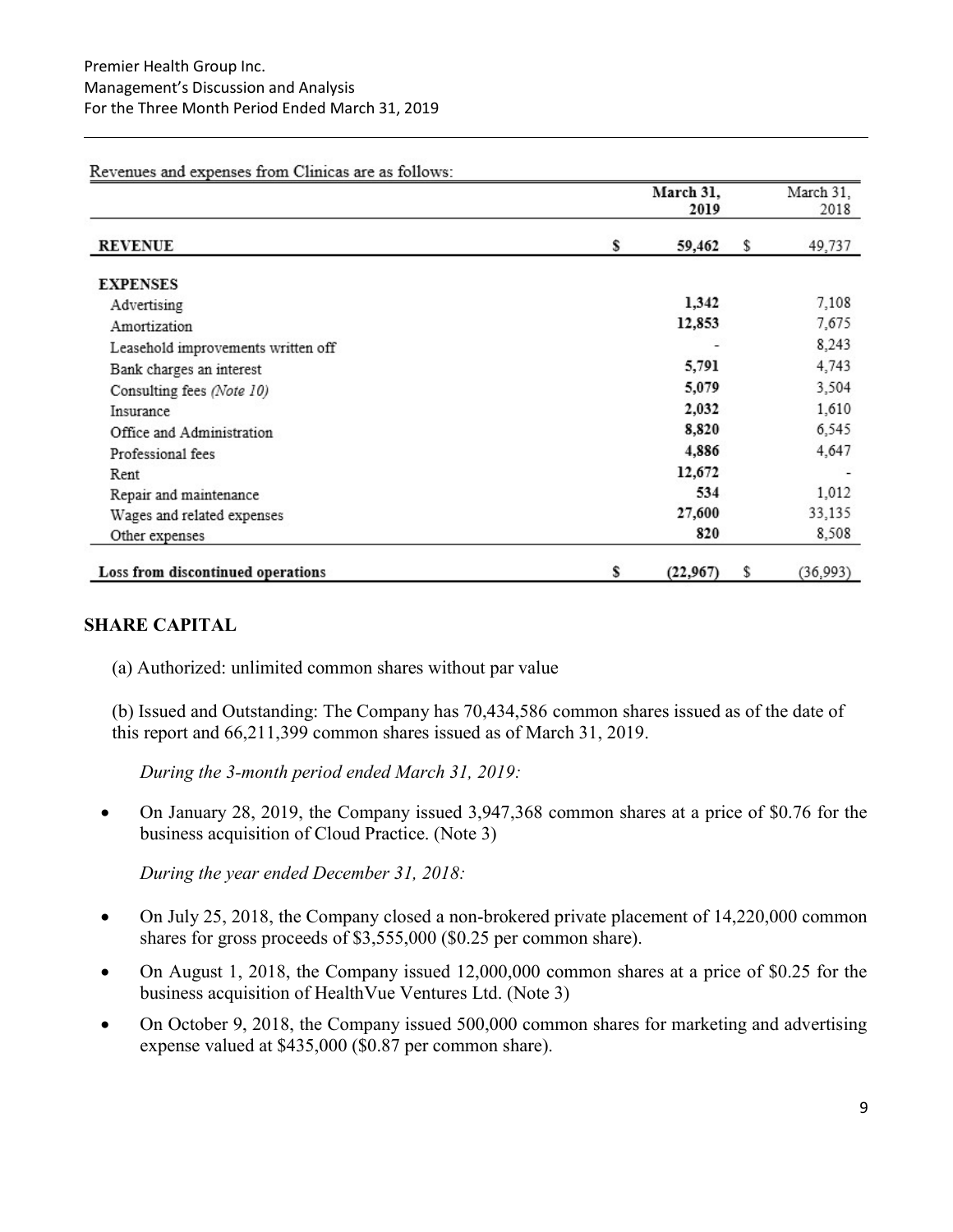Revenues and expenses from Clinicas are as follows:

| | March 31, 2019 | March 31, 2018 |
|---|---|---|
| **REVENUE** | $ 59,462 | $ 49,737 |
| **EXPENSES** | | |
| Advertising | 1,342 | 7,108 |
| Amortization | 12,853 | 7,675 |
| Leasehold improvements written off | - | 8,243 |
| Bank charges an interest | 5,791 | 4,743 |
| Consulting fees *(Note 10)* | 5,079 | 3,504 |
| Insurance | 2,032 | 1,610 |
| Office and Administration | 8,820 | 6,545 |
| Professional fees | 4,886 | 4,647 |
| Rent | 12,672 | - |
| Repair and maintenance | 534 | 1,012 |
| Wages and related expenses | 27,600 | 33,135 |
| Other expenses | 820 | 8,508 |
| **Loss from discontinued operations** | $ (22,967) | $ (36,993) |

## SHARE CAPITAL

(a) Authorized: unlimited common shares without par value

(b) Issued and Outstanding: The Company has 70,434,586 common shares issued as of the date of this report and 66,211,399 common shares issued as of March 31, 2019.

*During the 3-month period ended March 31, 2019:*

- On January 28, 2019, the Company issued 3,947,368 common shares at a price of $0.76 for the business acquisition of Cloud Practice. (Note 3)

*During the year ended December 31, 2018:*

- On July 25, 2018, the Company closed a non-brokered private placement of 14,220,000 common shares for gross proceeds of $3,555,000 ($0.25 per common share).
- On August 1, 2018, the Company issued 12,000,000 common shares at a price of $0.25 for the business acquisition of HealthVue Ventures Ltd. (Note 3)
- On October 9, 2018, the Company issued 500,000 common shares for marketing and advertising expense valued at $435,000 ($0.87 per common share).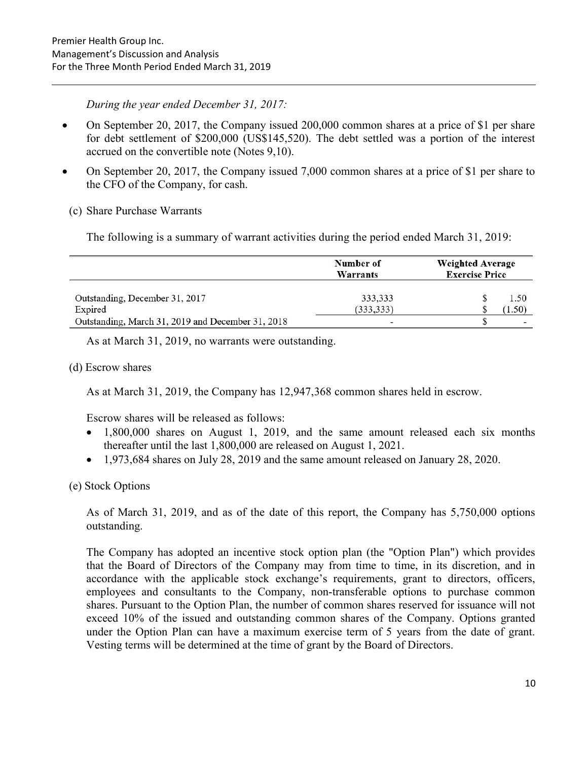*During the year ended December 31, 2017:*

- On September 20, 2017, the Company issued 200,000 common shares at a price of $1 per share for debt settlement of $200,000 (US$145,520). The debt settled was a portion of the interest accrued on the convertible note (Notes 9,10).
- On September 20, 2017, the Company issued 7,000 common shares at a price of $1 per share to the CFO of the Company, for cash.

(c) Share Purchase Warrants

The following is a summary of warrant activities during the period ended March 31, 2019:

| | Number of Warrants | Weighted Average Exercise Price |
|---|---|---|
| Outstanding, December 31, 2017 | 333,333 | $ 1.50 |
| Expired | (333,333) | $ (1.50) |
| Outstanding, March 31, 2019 and December 31, 2018 | - | $ - |

As at March 31, 2019, no warrants were outstanding.

(d) Escrow shares

As at March 31, 2019, the Company has 12,947,368 common shares held in escrow.

Escrow shares will be released as follows:

- 1,800,000 shares on August 1, 2019, and the same amount released each six months thereafter until the last 1,800,000 are released on August 1, 2021.
- 1,973,684 shares on July 28, 2019 and the same amount released on January 28, 2020.

(e) Stock Options

As of March 31, 2019, and as of the date of this report, the Company has 5,750,000 options outstanding.

The Company has adopted an incentive stock option plan (the "Option Plan") which provides that the Board of Directors of the Company may from time to time, in its discretion, and in accordance with the applicable stock exchange's requirements, grant to directors, officers, employees and consultants to the Company, non-transferable options to purchase common shares. Pursuant to the Option Plan, the number of common shares reserved for issuance will not exceed 10% of the issued and outstanding common shares of the Company. Options granted under the Option Plan can have a maximum exercise term of 5 years from the date of grant. Vesting terms will be determined at the time of grant by the Board of Directors.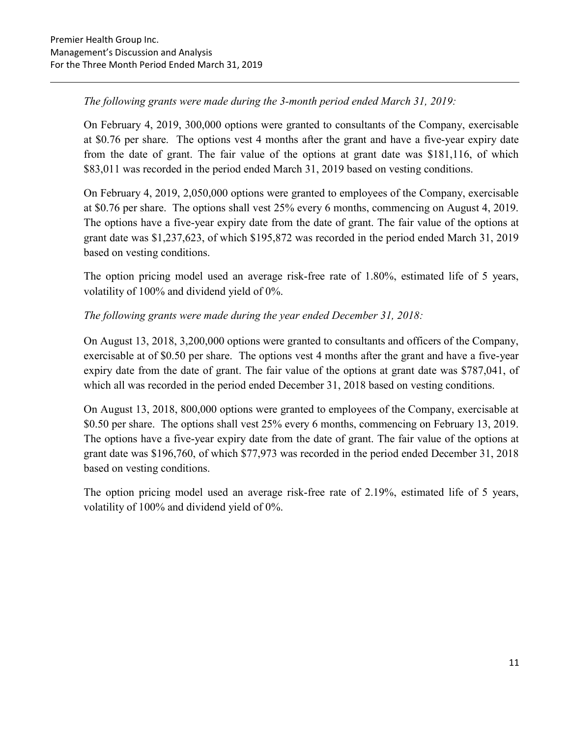*The following grants were made during the 3-month period ended March 31, 2019:*

On February 4, 2019, 300,000 options were granted to consultants of the Company, exercisable at $0.76 per share. The options vest 4 months after the grant and have a five-year expiry date from the date of grant. The fair value of the options at grant date was $181,116, of which $83,011 was recorded in the period ended March 31, 2019 based on vesting conditions.

On February 4, 2019, 2,050,000 options were granted to employees of the Company, exercisable at $0.76 per share. The options shall vest 25% every 6 months, commencing on August 4, 2019. The options have a five-year expiry date from the date of grant. The fair value of the options at grant date was $1,237,623, of which $195,872 was recorded in the period ended March 31, 2019 based on vesting conditions.

The option pricing model used an average risk-free rate of 1.80%, estimated life of 5 years, volatility of 100% and dividend yield of 0%.

*The following grants were made during the year ended December 31, 2018:*

On August 13, 2018, 3,200,000 options were granted to consultants and officers of the Company, exercisable at of $0.50 per share. The options vest 4 months after the grant and have a five-year expiry date from the date of grant. The fair value of the options at grant date was $787,041, of which all was recorded in the period ended December 31, 2018 based on vesting conditions.

On August 13, 2018, 800,000 options were granted to employees of the Company, exercisable at $0.50 per share. The options shall vest 25% every 6 months, commencing on February 13, 2019. The options have a five-year expiry date from the date of grant. The fair value of the options at grant date was $196,760, of which $77,973 was recorded in the period ended December 31, 2018 based on vesting conditions.

The option pricing model used an average risk-free rate of 2.19%, estimated life of 5 years, volatility of 100% and dividend yield of 0%.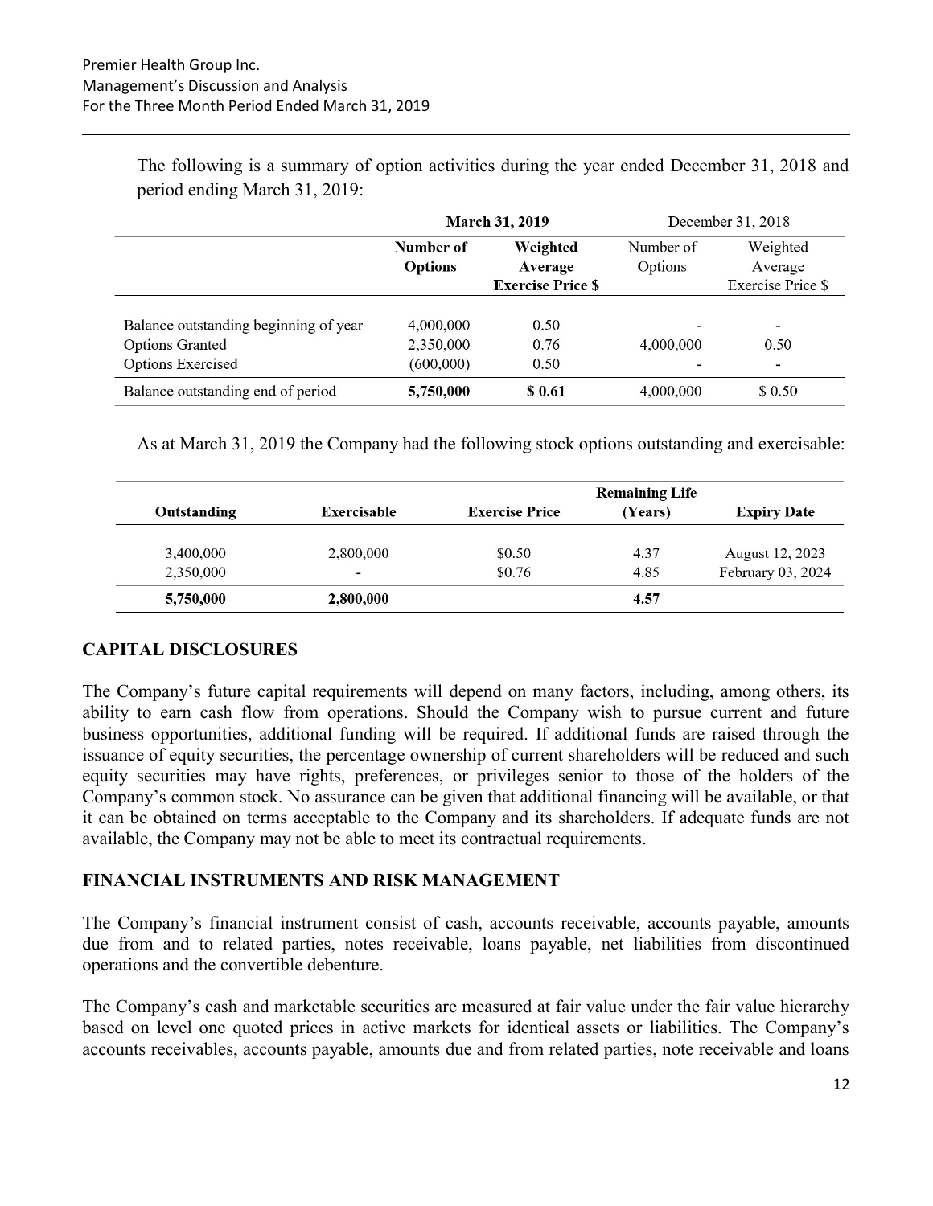The following is a summary of option activities during the year ended December 31, 2018 and period ending March 31, 2019:

| | March 31, 2019 | | December 31, 2018 | |
|---|---|---|---|---|
| | Number of Options | Weighted Average Exercise Price $ | Number of Options | Weighted Average Exercise Price $ |
| Balance outstanding beginning of year | 4,000,000 | 0.50 | - | - |
| Options Granted | 2,350,000 | 0.76 | 4,000,000 | 0.50 |
| Options Exercised | (600,000) | 0.50 | - | - |
| Balance outstanding end of period | **5,750,000** | **$ 0.61** | 4,000,000 | $ 0.50 |

As at March 31, 2019 the Company had the following stock options outstanding and exercisable:

| Outstanding | Exercisable | Exercise Price | Remaining Life (Years) | Expiry Date |
|---|---|---|---|---|
| 3,400,000 | 2,800,000 | $0.50 | 4.37 | August 12, 2023 |
| 2,350,000 | - | $0.76 | 4.85 | February 03, 2024 |
| **5,750,000** | **2,800,000** | | **4.57** | |

## CAPITAL DISCLOSURES

The Company's future capital requirements will depend on many factors, including, among others, its ability to earn cash flow from operations. Should the Company wish to pursue current and future business opportunities, additional funding will be required. If additional funds are raised through the issuance of equity securities, the percentage ownership of current shareholders will be reduced and such equity securities may have rights, preferences, or privileges senior to those of the holders of the Company's common stock. No assurance can be given that additional financing will be available, or that it can be obtained on terms acceptable to the Company and its shareholders. If adequate funds are not available, the Company may not be able to meet its contractual requirements.

## FINANCIAL INSTRUMENTS AND RISK MANAGEMENT

The Company's financial instrument consist of cash, accounts receivable, accounts payable, amounts due from and to related parties, notes receivable, loans payable, net liabilities from discontinued operations and the convertible debenture.

The Company's cash and marketable securities are measured at fair value under the fair value hierarchy based on level one quoted prices in active markets for identical assets or liabilities. The Company's accounts receivables, accounts payable, amounts due and from related parties, note receivable and loans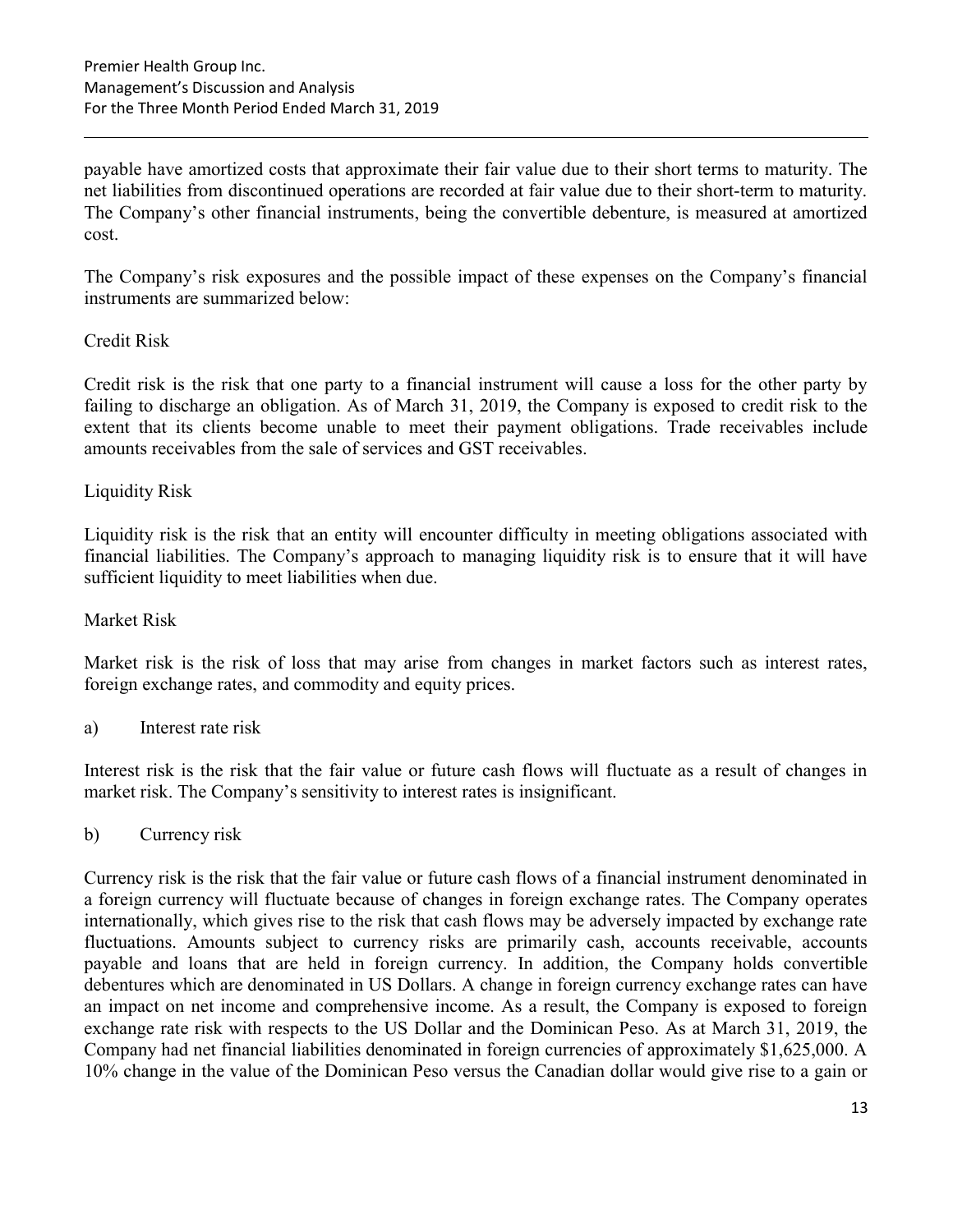payable have amortized costs that approximate their fair value due to their short terms to maturity. The net liabilities from discontinued operations are recorded at fair value due to their short-term to maturity. The Company's other financial instruments, being the convertible debenture, is measured at amortized cost.

The Company's risk exposures and the possible impact of these expenses on the Company's financial instruments are summarized below:

Credit Risk

Credit risk is the risk that one party to a financial instrument will cause a loss for the other party by failing to discharge an obligation. As of March 31, 2019, the Company is exposed to credit risk to the extent that its clients become unable to meet their payment obligations. Trade receivables include amounts receivables from the sale of services and GST receivables.

Liquidity Risk

Liquidity risk is the risk that an entity will encounter difficulty in meeting obligations associated with financial liabilities. The Company's approach to managing liquidity risk is to ensure that it will have sufficient liquidity to meet liabilities when due.

Market Risk

Market risk is the risk of loss that may arise from changes in market factors such as interest rates, foreign exchange rates, and commodity and equity prices.

a) Interest rate risk

Interest risk is the risk that the fair value or future cash flows will fluctuate as a result of changes in market risk. The Company's sensitivity to interest rates is insignificant.

b) Currency risk

Currency risk is the risk that the fair value or future cash flows of a financial instrument denominated in a foreign currency will fluctuate because of changes in foreign exchange rates. The Company operates internationally, which gives rise to the risk that cash flows may be adversely impacted by exchange rate fluctuations. Amounts subject to currency risks are primarily cash, accounts receivable, accounts payable and loans that are held in foreign currency. In addition, the Company holds convertible debentures which are denominated in US Dollars. A change in foreign currency exchange rates can have an impact on net income and comprehensive income. As a result, the Company is exposed to foreign exchange rate risk with respects to the US Dollar and the Dominican Peso. As at March 31, 2019, the Company had net financial liabilities denominated in foreign currencies of approximately $1,625,000. A 10% change in the value of the Dominican Peso versus the Canadian dollar would give rise to a gain or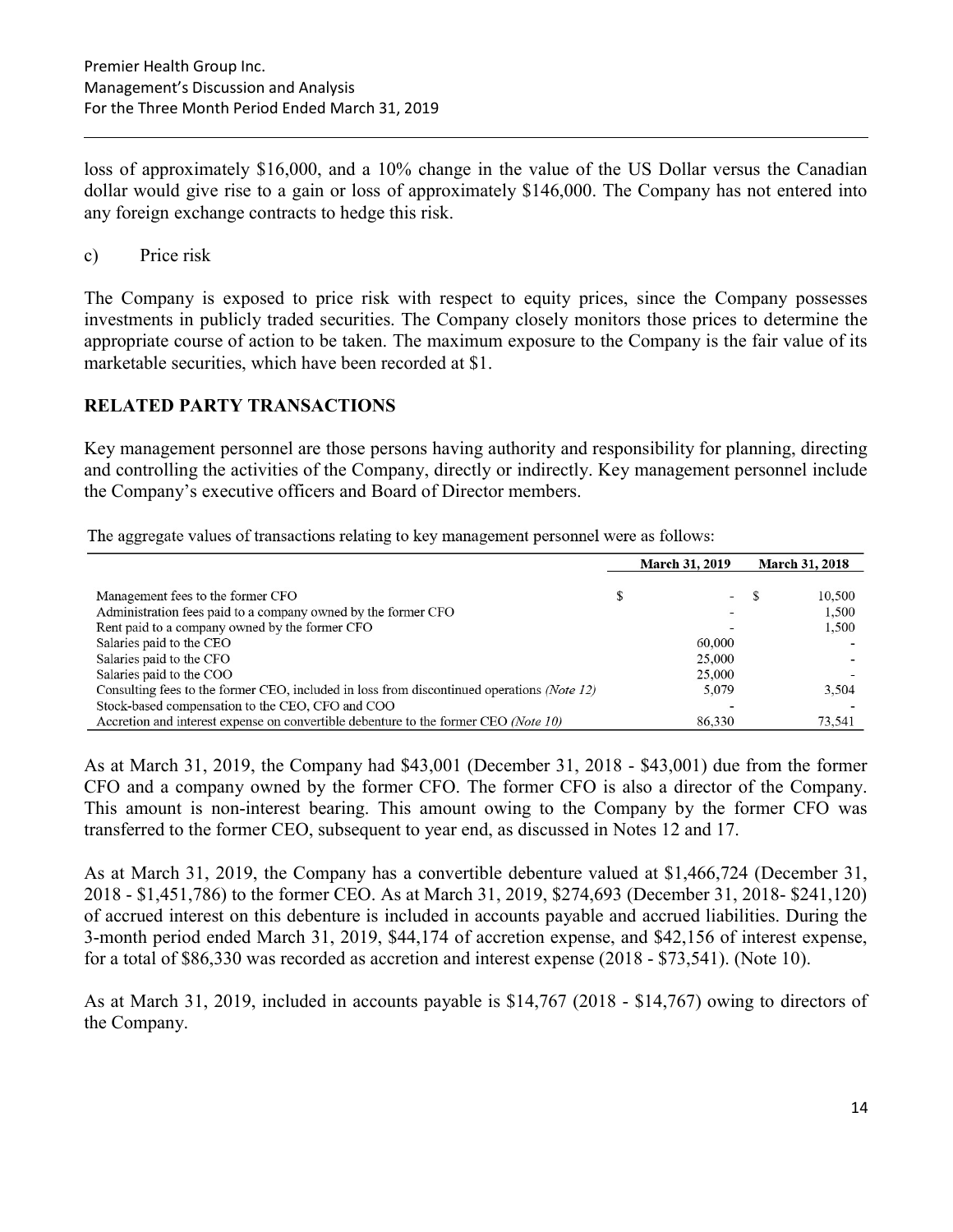loss of approximately $16,000, and a 10% change in the value of the US Dollar versus the Canadian dollar would give rise to a gain or loss of approximately $146,000. The Company has not entered into any foreign exchange contracts to hedge this risk.

c) Price risk

The Company is exposed to price risk with respect to equity prices, since the Company possesses investments in publicly traded securities. The Company closely monitors those prices to determine the appropriate course of action to be taken. The maximum exposure to the Company is the fair value of its marketable securities, which have been recorded at $1.

## RELATED PARTY TRANSACTIONS

Key management personnel are those persons having authority and responsibility for planning, directing and controlling the activities of the Company, directly or indirectly. Key management personnel include the Company's executive officers and Board of Director members.

The aggregate values of transactions relating to key management personnel were as follows:

| | March 31, 2019 | March 31, 2018 |
|---|---|---|
| Management fees to the former CFO | $ - | $ 10,500 |
| Administration fees paid to a company owned by the former CFO | - | 1,500 |
| Rent paid to a company owned by the former CFO | - | 1,500 |
| Salaries paid to the CEO | 60,000 | - |
| Salaries paid to the CFO | 25,000 | - |
| Salaries paid to the COO | 25,000 | - |
| Consulting fees to the former CEO, included in loss from discontinued operations *(Note 12)* | 5,079 | 3,504 |
| Stock-based compensation to the CEO, CFO and COO | - | - |
| Accretion and interest expense on convertible debenture to the former CEO *(Note 10)* | 86,330 | 73,541 |

As at March 31, 2019, the Company had $43,001 (December 31, 2018 - $43,001) due from the former CFO and a company owned by the former CFO. The former CFO is also a director of the Company. This amount is non-interest bearing. This amount owing to the Company by the former CFO was transferred to the former CEO, subsequent to year end, as discussed in Notes 12 and 17.

As at March 31, 2019, the Company has a convertible debenture valued at $1,466,724 (December 31, 2018 - $1,451,786) to the former CEO. As at March 31, 2019, $274,693 (December 31, 2018- $241,120) of accrued interest on this debenture is included in accounts payable and accrued liabilities. During the 3-month period ended March 31, 2019, $44,174 of accretion expense, and $42,156 of interest expense, for a total of $86,330 was recorded as accretion and interest expense (2018 - $73,541). (Note 10).

As at March 31, 2019, included in accounts payable is $14,767 (2018 - $14,767) owing to directors of the Company.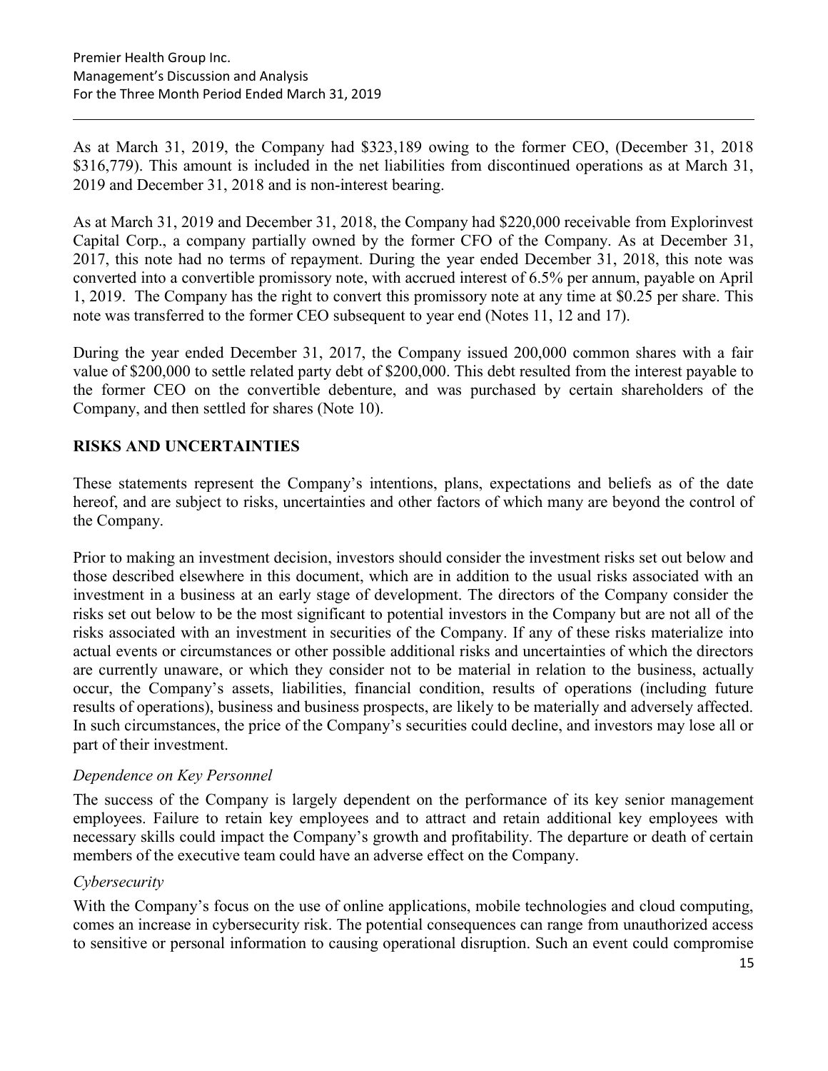As at March 31, 2019, the Company had $323,189 owing to the former CEO, (December 31, 2018 $316,779). This amount is included in the net liabilities from discontinued operations as at March 31, 2019 and December 31, 2018 and is non-interest bearing.

As at March 31, 2019 and December 31, 2018, the Company had $220,000 receivable from Explorinvest Capital Corp., a company partially owned by the former CFO of the Company. As at December 31, 2017, this note had no terms of repayment. During the year ended December 31, 2018, this note was converted into a convertible promissory note, with accrued interest of 6.5% per annum, payable on April 1, 2019. The Company has the right to convert this promissory note at any time at $0.25 per share. This note was transferred to the former CEO subsequent to year end (Notes 11, 12 and 17).

During the year ended December 31, 2017, the Company issued 200,000 common shares with a fair value of $200,000 to settle related party debt of $200,000. This debt resulted from the interest payable to the former CEO on the convertible debenture, and was purchased by certain shareholders of the Company, and then settled for shares (Note 10).

## RISKS AND UNCERTAINTIES

These statements represent the Company's intentions, plans, expectations and beliefs as of the date hereof, and are subject to risks, uncertainties and other factors of which many are beyond the control of the Company.

Prior to making an investment decision, investors should consider the investment risks set out below and those described elsewhere in this document, which are in addition to the usual risks associated with an investment in a business at an early stage of development. The directors of the Company consider the risks set out below to be the most significant to potential investors in the Company but are not all of the risks associated with an investment in securities of the Company. If any of these risks materialize into actual events or circumstances or other possible additional risks and uncertainties of which the directors are currently unaware, or which they consider not to be material in relation to the business, actually occur, the Company's assets, liabilities, financial condition, results of operations (including future results of operations), business and business prospects, are likely to be materially and adversely affected. In such circumstances, the price of the Company's securities could decline, and investors may lose all or part of their investment.

### *Dependence on Key Personnel*

The success of the Company is largely dependent on the performance of its key senior management employees. Failure to retain key employees and to attract and retain additional key employees with necessary skills could impact the Company's growth and profitability. The departure or death of certain members of the executive team could have an adverse effect on the Company.

### *Cybersecurity*

With the Company's focus on the use of online applications, mobile technologies and cloud computing, comes an increase in cybersecurity risk. The potential consequences can range from unauthorized access to sensitive or personal information to causing operational disruption. Such an event could compromise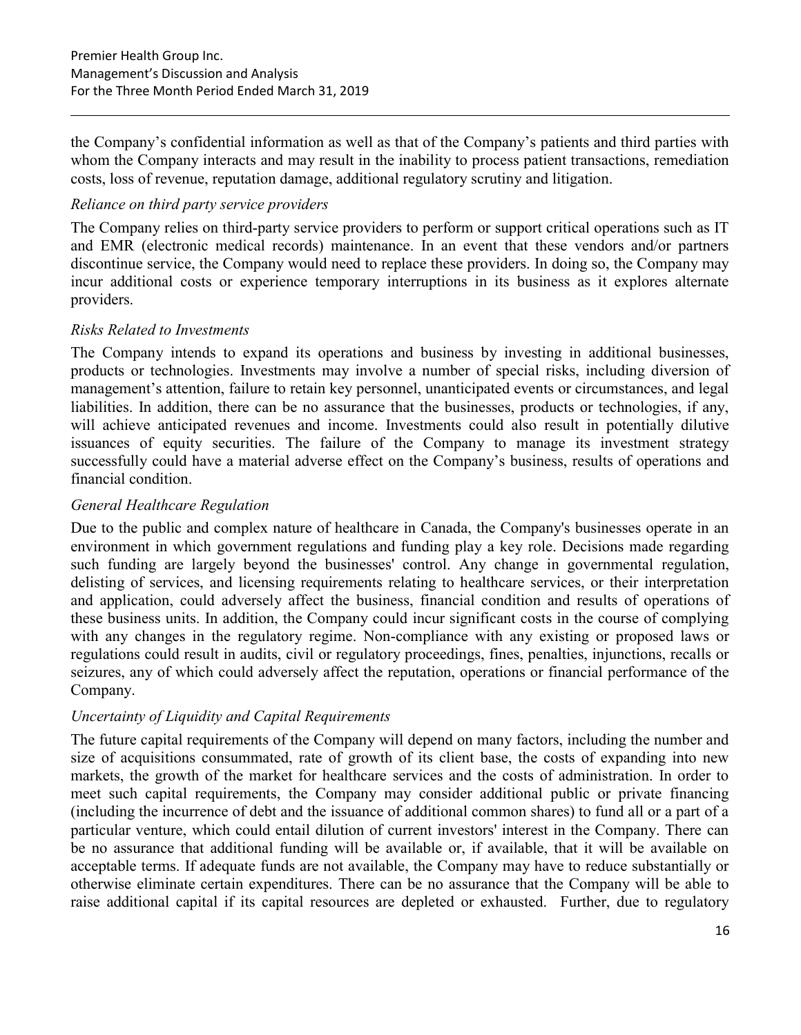the Company's confidential information as well as that of the Company's patients and third parties with whom the Company interacts and may result in the inability to process patient transactions, remediation costs, loss of revenue, reputation damage, additional regulatory scrutiny and litigation.

*Reliance on third party service providers*

The Company relies on third-party service providers to perform or support critical operations such as IT and EMR (electronic medical records) maintenance. In an event that these vendors and/or partners discontinue service, the Company would need to replace these providers. In doing so, the Company may incur additional costs or experience temporary interruptions in its business as it explores alternate providers.

*Risks Related to Investments*

The Company intends to expand its operations and business by investing in additional businesses, products or technologies. Investments may involve a number of special risks, including diversion of management's attention, failure to retain key personnel, unanticipated events or circumstances, and legal liabilities. In addition, there can be no assurance that the businesses, products or technologies, if any, will achieve anticipated revenues and income. Investments could also result in potentially dilutive issuances of equity securities. The failure of the Company to manage its investment strategy successfully could have a material adverse effect on the Company's business, results of operations and financial condition.

*General Healthcare Regulation*

Due to the public and complex nature of healthcare in Canada, the Company's businesses operate in an environment in which government regulations and funding play a key role. Decisions made regarding such funding are largely beyond the businesses' control. Any change in governmental regulation, delisting of services, and licensing requirements relating to healthcare services, or their interpretation and application, could adversely affect the business, financial condition and results of operations of these business units. In addition, the Company could incur significant costs in the course of complying with any changes in the regulatory regime. Non-compliance with any existing or proposed laws or regulations could result in audits, civil or regulatory proceedings, fines, penalties, injunctions, recalls or seizures, any of which could adversely affect the reputation, operations or financial performance of the Company.

*Uncertainty of Liquidity and Capital Requirements*

The future capital requirements of the Company will depend on many factors, including the number and size of acquisitions consummated, rate of growth of its client base, the costs of expanding into new markets, the growth of the market for healthcare services and the costs of administration. In order to meet such capital requirements, the Company may consider additional public or private financing (including the incurrence of debt and the issuance of additional common shares) to fund all or a part of a particular venture, which could entail dilution of current investors' interest in the Company. There can be no assurance that additional funding will be available or, if available, that it will be available on acceptable terms. If adequate funds are not available, the Company may have to reduce substantially or otherwise eliminate certain expenditures. There can be no assurance that the Company will be able to raise additional capital if its capital resources are depleted or exhausted. Further, due to regulatory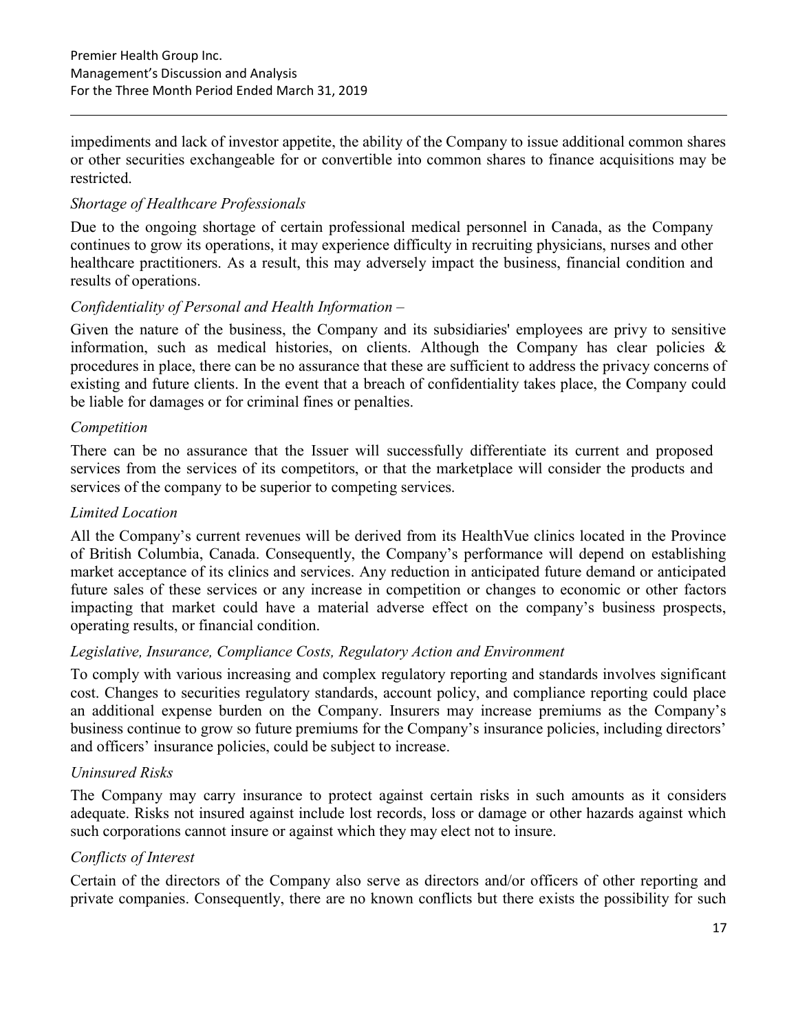impediments and lack of investor appetite, the ability of the Company to issue additional common shares or other securities exchangeable for or convertible into common shares to finance acquisitions may be restricted.

*Shortage of Healthcare Professionals*

Due to the ongoing shortage of certain professional medical personnel in Canada, as the Company continues to grow its operations, it may experience difficulty in recruiting physicians, nurses and other healthcare practitioners. As a result, this may adversely impact the business, financial condition and results of operations.

*Confidentiality of Personal and Health Information –*

Given the nature of the business, the Company and its subsidiaries' employees are privy to sensitive information, such as medical histories, on clients. Although the Company has clear policies & procedures in place, there can be no assurance that these are sufficient to address the privacy concerns of existing and future clients. In the event that a breach of confidentiality takes place, the Company could be liable for damages or for criminal fines or penalties.

*Competition*

There can be no assurance that the Issuer will successfully differentiate its current and proposed services from the services of its competitors, or that the marketplace will consider the products and services of the company to be superior to competing services.

*Limited Location*

All the Company's current revenues will be derived from its HealthVue clinics located in the Province of British Columbia, Canada. Consequently, the Company's performance will depend on establishing market acceptance of its clinics and services. Any reduction in anticipated future demand or anticipated future sales of these services or any increase in competition or changes to economic or other factors impacting that market could have a material adverse effect on the company's business prospects, operating results, or financial condition.

*Legislative, Insurance, Compliance Costs, Regulatory Action and Environment*

To comply with various increasing and complex regulatory reporting and standards involves significant cost. Changes to securities regulatory standards, account policy, and compliance reporting could place an additional expense burden on the Company. Insurers may increase premiums as the Company's business continue to grow so future premiums for the Company's insurance policies, including directors' and officers' insurance policies, could be subject to increase.

*Uninsured Risks*

The Company may carry insurance to protect against certain risks in such amounts as it considers adequate. Risks not insured against include lost records, loss or damage or other hazards against which such corporations cannot insure or against which they may elect not to insure.

*Conflicts of Interest*

Certain of the directors of the Company also serve as directors and/or officers of other reporting and private companies. Consequently, there are no known conflicts but there exists the possibility for such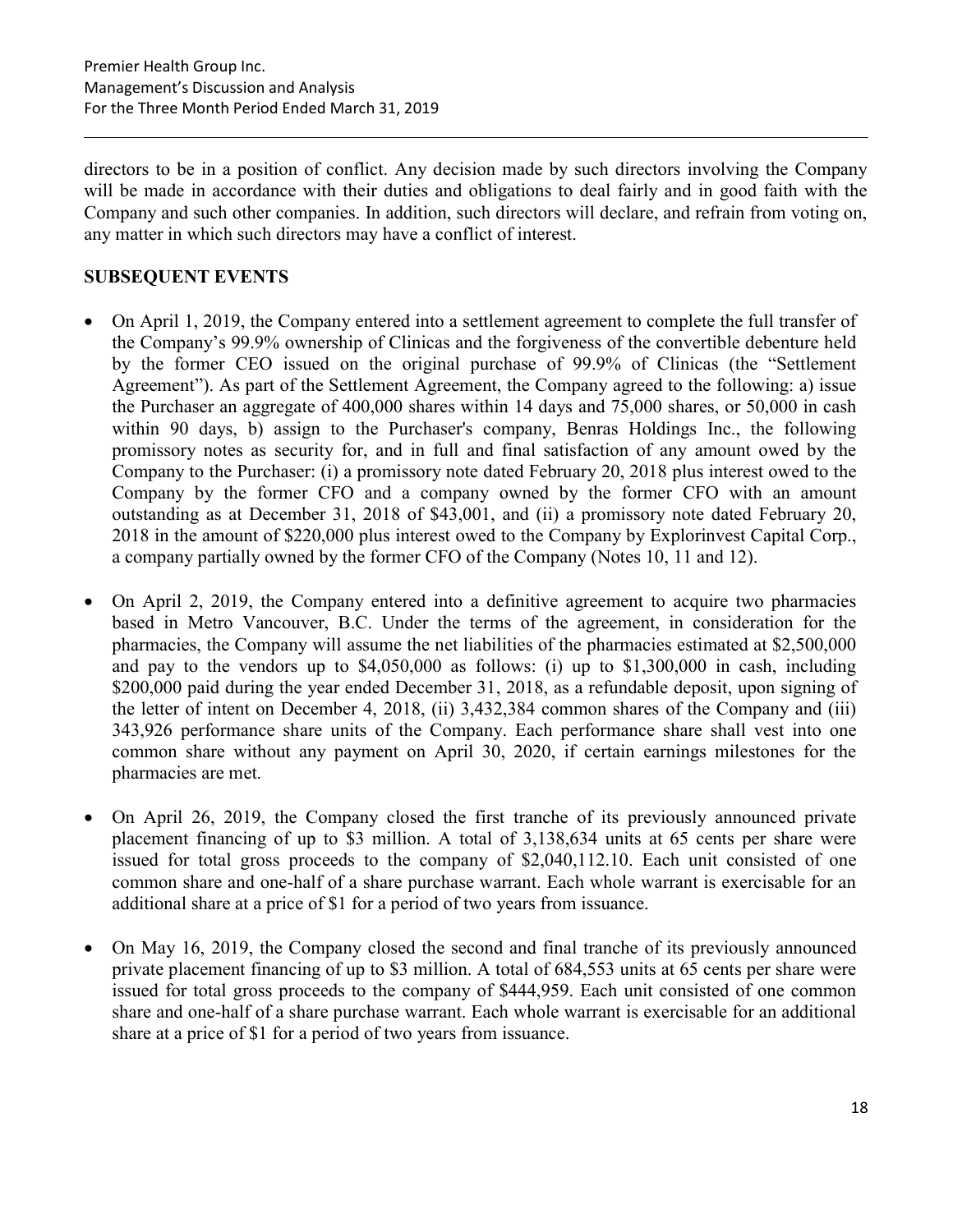directors to be in a position of conflict. Any decision made by such directors involving the Company will be made in accordance with their duties and obligations to deal fairly and in good faith with the Company and such other companies. In addition, such directors will declare, and refrain from voting on, any matter in which such directors may have a conflict of interest.

## SUBSEQUENT EVENTS

- On April 1, 2019, the Company entered into a settlement agreement to complete the full transfer of the Company's 99.9% ownership of Clinicas and the forgiveness of the convertible debenture held by the former CEO issued on the original purchase of 99.9% of Clinicas (the "Settlement Agreement"). As part of the Settlement Agreement, the Company agreed to the following: a) issue the Purchaser an aggregate of 400,000 shares within 14 days and 75,000 shares, or 50,000 in cash within 90 days, b) assign to the Purchaser's company, Benras Holdings Inc., the following promissory notes as security for, and in full and final satisfaction of any amount owed by the Company to the Purchaser: (i) a promissory note dated February 20, 2018 plus interest owed to the Company by the former CFO and a company owned by the former CFO with an amount outstanding as at December 31, 2018 of $43,001, and (ii) a promissory note dated February 20, 2018 in the amount of $220,000 plus interest owed to the Company by Explorinvest Capital Corp., a company partially owned by the former CFO of the Company (Notes 10, 11 and 12).
- On April 2, 2019, the Company entered into a definitive agreement to acquire two pharmacies based in Metro Vancouver, B.C. Under the terms of the agreement, in consideration for the pharmacies, the Company will assume the net liabilities of the pharmacies estimated at $2,500,000 and pay to the vendors up to $4,050,000 as follows: (i) up to $1,300,000 in cash, including $200,000 paid during the year ended December 31, 2018, as a refundable deposit, upon signing of the letter of intent on December 4, 2018, (ii) 3,432,384 common shares of the Company and (iii) 343,926 performance share units of the Company. Each performance share shall vest into one common share without any payment on April 30, 2020, if certain earnings milestones for the pharmacies are met.
- On April 26, 2019, the Company closed the first tranche of its previously announced private placement financing of up to $3 million. A total of 3,138,634 units at 65 cents per share were issued for total gross proceeds to the company of $2,040,112.10. Each unit consisted of one common share and one-half of a share purchase warrant. Each whole warrant is exercisable for an additional share at a price of $1 for a period of two years from issuance.
- On May 16, 2019, the Company closed the second and final tranche of its previously announced private placement financing of up to $3 million. A total of 684,553 units at 65 cents per share were issued for total gross proceeds to the company of $444,959. Each unit consisted of one common share and one-half of a share purchase warrant. Each whole warrant is exercisable for an additional share at a price of $1 for a period of two years from issuance.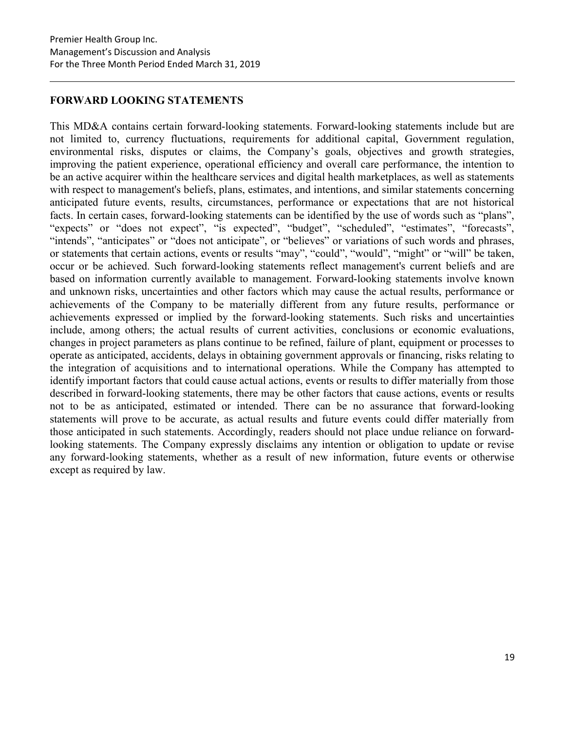## FORWARD LOOKING STATEMENTS

This MD&A contains certain forward-looking statements. Forward-looking statements include but are not limited to, currency fluctuations, requirements for additional capital, Government regulation, environmental risks, disputes or claims, the Company's goals, objectives and growth strategies, improving the patient experience, operational efficiency and overall care performance, the intention to be an active acquirer within the healthcare services and digital health marketplaces, as well as statements with respect to management's beliefs, plans, estimates, and intentions, and similar statements concerning anticipated future events, results, circumstances, performance or expectations that are not historical facts. In certain cases, forward-looking statements can be identified by the use of words such as "plans", "expects" or "does not expect", "is expected", "budget", "scheduled", "estimates", "forecasts", "intends", "anticipates" or "does not anticipate", or "believes" or variations of such words and phrases, or statements that certain actions, events or results "may", "could", "would", "might" or "will" be taken, occur or be achieved. Such forward-looking statements reflect management's current beliefs and are based on information currently available to management. Forward-looking statements involve known and unknown risks, uncertainties and other factors which may cause the actual results, performance or achievements of the Company to be materially different from any future results, performance or achievements expressed or implied by the forward-looking statements. Such risks and uncertainties include, among others; the actual results of current activities, conclusions or economic evaluations, changes in project parameters as plans continue to be refined, failure of plant, equipment or processes to operate as anticipated, accidents, delays in obtaining government approvals or financing, risks relating to the integration of acquisitions and to international operations. While the Company has attempted to identify important factors that could cause actual actions, events or results to differ materially from those described in forward-looking statements, there may be other factors that cause actions, events or results not to be as anticipated, estimated or intended. There can be no assurance that forward-looking statements will prove to be accurate, as actual results and future events could differ materially from those anticipated in such statements. Accordingly, readers should not place undue reliance on forward-looking statements. The Company expressly disclaims any intention or obligation to update or revise any forward-looking statements, whether as a result of new information, future events or otherwise except as required by law.